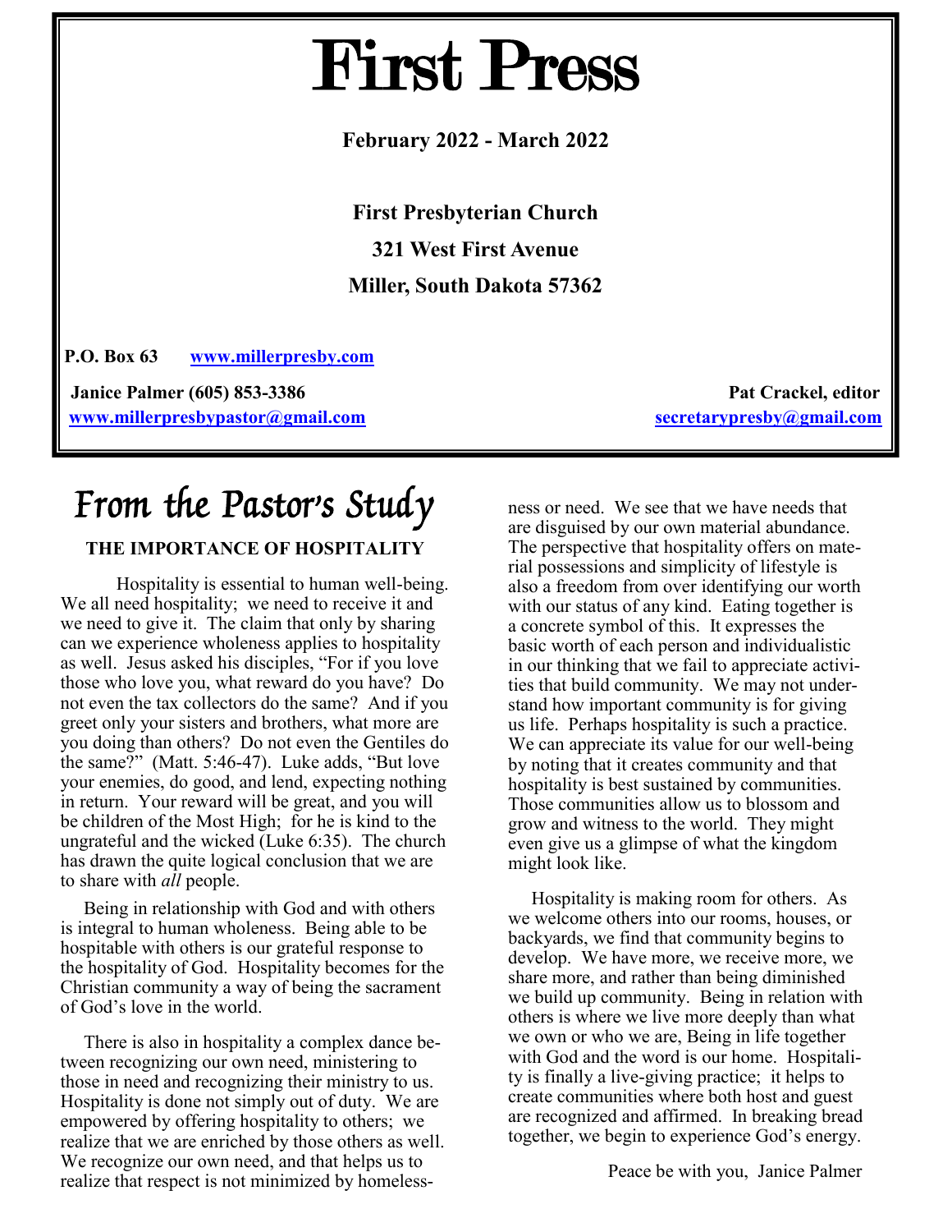# First Press

**February 2022 - March 2022**

**First Presbyterian Church**

**321 West First Avenue**

**Miller, South Dakota 57362**

**P.O. Box 63** **www.millerpresby.com**

**Janice Palmer (605) 853-3386** **Pat Crackel, editor**

**www.millerpresbypastor@gmail.com** **secretarypresby@gmail.com**

## From the Pastor's Study

### THE IMPORTANCE OF HOSPITALITY

Hospitality is essential to human well-being. We all need hospitality; we need to receive it and we need to give it. The claim that only by sharing can we experience wholeness applies to hospitality as well. Jesus asked his disciples, "For if you love those who love you, what reward do you have? Do not even the tax collectors do the same? And if you greet only your sisters and brothers, what more are you doing than others? Do not even the Gentiles do the same?" (Matt. 5:46-47). Luke adds, "But love your enemies, do good, and lend, expecting nothing in return. Your reward will be great, and you will be children of the Most High; for he is kind to the ungrateful and the wicked (Luke 6:35). The church has drawn the quite logical conclusion that we are to share with *all* people.

Being in relationship with God and with others is integral to human wholeness. Being able to be hospitable with others is our grateful response to the hospitality of God. Hospitality becomes for the Christian community a way of being the sacrament of God's love in the world.

There is also in hospitality a complex dance between recognizing our own need, ministering to those in need and recognizing their ministry to us. Hospitality is done not simply out of duty. We are empowered by offering hospitality to others; we realize that we are enriched by those others as well. We recognize our own need, and that helps us to realize that respect is not minimized by homelessness or need. We see that we have needs that are disguised by our own material abundance. The perspective that hospitality offers on material possessions and simplicity of lifestyle is also a freedom from over identifying our worth with our status of any kind. Eating together is a concrete symbol of this. It expresses the basic worth of each person and individualistic in our thinking that we fail to appreciate activities that build community. We may not understand how important community is for giving us life. Perhaps hospitality is such a practice. We can appreciate its value for our well-being by noting that it creates community and that hospitality is best sustained by communities. Those communities allow us to blossom and grow and witness to the world. They might even give us a glimpse of what the kingdom might look like.

Hospitality is making room for others. As we welcome others into our rooms, houses, or backyards, we find that community begins to develop. We have more, we receive more, we share more, and rather than being diminished we build up community. Being in relation with others is where we live more deeply than what we own or who we are, Being in life together with God and the word is our home. Hospitality is finally a live-giving practice; it helps to create communities where both host and guest are recognized and affirmed. In breaking bread together, we begin to experience God's energy.

Peace be with you, Janice Palmer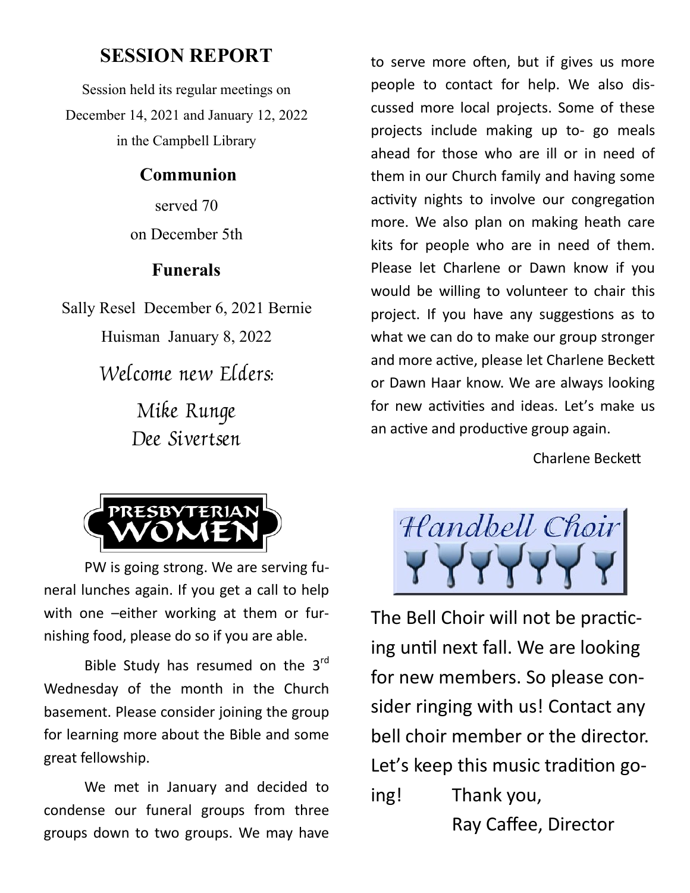## SESSION REPORT

Session held its regular meetings on December 14, 2021 and January 12, 2022 in the Campbell Library

### Communion

served 70

on December 5th

### Funerals

Sally Resel December 6, 2021 Bernie Huisman January 8, 2022

*Welcome new Elders:*

*Mike Runge*

*Dee Sivertsen*

## PRESBYTERIAN WOMEN

PW is going strong. We are serving funeral lunches again. If you get a call to help with one –either working at them or furnishing food, please do so if you are able.

Bible Study has resumed on the 3rd Wednesday of the month in the Church basement. Please consider joining the group for learning more about the Bible and some great fellowship.

We met in January and decided to condense our funeral groups from three groups down to two groups. We may have to serve more often, but if gives us more people to contact for help. We also discussed more local projects. Some of these projects include making up to- go meals ahead for those who are ill or in need of them in our Church family and having some activity nights to involve our congregation more. We also plan on making heath care kits for people who are in need of them. Please let Charlene or Dawn know if you would be willing to volunteer to chair this project. If you have any suggestions as to what we can do to make our group stronger and more active, please let Charlene Beckett or Dawn Haar know. We are always looking for new activities and ideas. Let's make us an active and productive group again.

Charlene Beckett

## Handbell Choir

The Bell Choir will not be practicing until next fall. We are looking for new members. So please consider ringing with us! Contact any bell choir member or the director. Let's keep this music tradition going! Thank you,

Ray Caffee, Director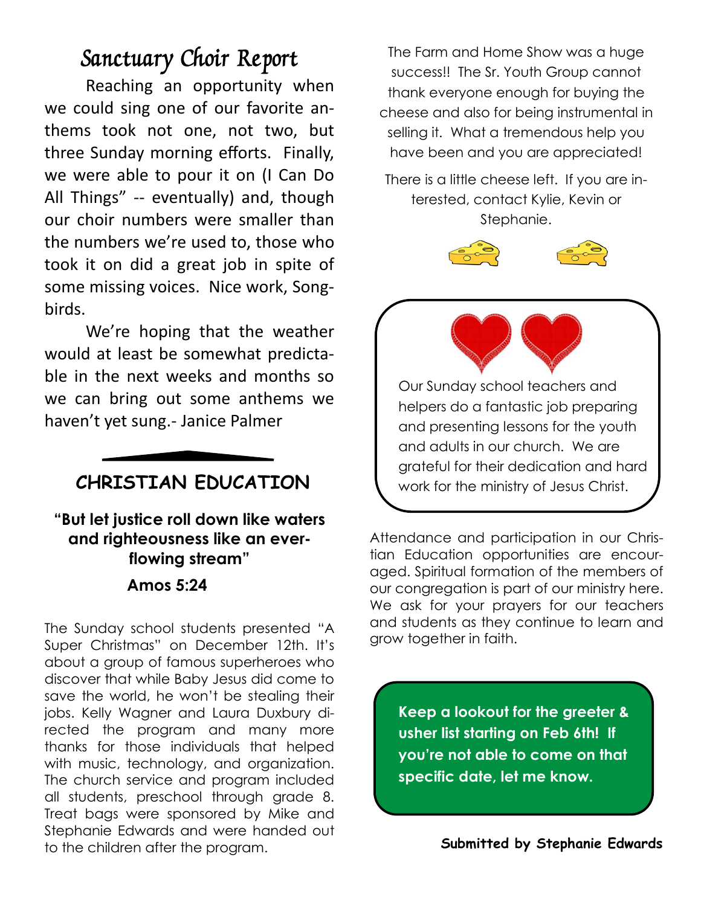## Sanctuary Choir Report

Reaching an opportunity when we could sing one of our favorite anthems took not one, not two, but three Sunday morning efforts. Finally, we were able to pour it on (I Can Do All Things" -- eventually) and, though our choir numbers were smaller than the numbers we're used to, those who took it on did a great job in spite of some missing voices. Nice work, Songbirds.

We're hoping that the weather would at least be somewhat predictable in the next weeks and months so we can bring out some anthems we haven't yet sung.- Janice Palmer

## CHRISTIAN EDUCATION

**"But let justice roll down like waters and righteousness like an ever-flowing stream"**

**Amos 5:24**

The Sunday school students presented "A Super Christmas" on December 12th. It's about a group of famous superheroes who discover that while Baby Jesus did come to save the world, he won't be stealing their jobs. Kelly Wagner and Laura Duxbury directed the program and many more thanks for those individuals that helped with music, technology, and organization. The church service and program included all students, preschool through grade 8. Treat bags were sponsored by Mike and Stephanie Edwards and were handed out to the children after the program.

The Farm and Home Show was a huge success!! The Sr. Youth Group cannot thank everyone enough for buying the cheese and also for being instrumental in selling it. What a tremendous help you have been and you are appreciated!

There is a little cheese left. If you are interested, contact Kylie, Kevin or Stephanie.

Our Sunday school teachers and helpers do a fantastic job preparing and presenting lessons for the youth and adults in our church. We are grateful for their dedication and hard work for the ministry of Jesus Christ.

Attendance and participation in our Christian Education opportunities are encouraged. Spiritual formation of the members of our congregation is part of our ministry here. We ask for your prayers for our teachers and students as they continue to learn and grow together in faith.

**Keep a lookout for the greeter & usher list starting on Feb 6th! If you're not able to come on that specific date, let me know.**

**Submitted by Stephanie Edwards**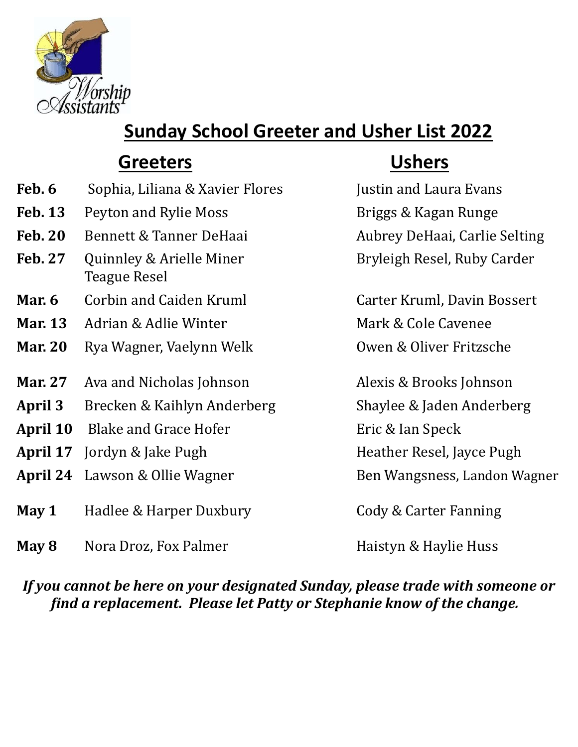Worship Assistants

# Sunday School Greeter and Usher List 2022

| | Greeters | Ushers |
|---|---|---|
| **Feb. 6** | Sophia, Liliana & Xavier Flores | Justin and Laura Evans |
| **Feb. 13** | Peyton and Rylie Moss | Briggs & Kagan Runge |
| **Feb. 20** | Bennett & Tanner DeHaai | Aubrey DeHaai, Carlie Selting |
| **Feb. 27** | Quinnley & Arielle Miner Teague Resel | Bryleigh Resel, Ruby Carder |
| **Mar. 6** | Corbin and Caiden Kruml | Carter Kruml, Davin Bossert |
| **Mar. 13** | Adrian & Adlie Winter | Mark & Cole Cavenee |
| **Mar. 20** | Rya Wagner, Vaelynn Welk | Owen & Oliver Fritzsche |
| **Mar. 27** | Ava and Nicholas Johnson | Alexis & Brooks Johnson |
| **April 3** | Brecken & Kaihlyn Anderberg | Shaylee & Jaden Anderberg |
| **April 10** | Blake and Grace Hofer | Eric & Ian Speck |
| **April 17** | Jordyn & Jake Pugh | Heather Resel, Jayce Pugh |
| **April 24** | Lawson & Ollie Wagner | Ben Wangsness, Landon Wagner |
| **May 1** | Hadlee & Harper Duxbury | Cody & Carter Fanning |
| **May 8** | Nora Droz, Fox Palmer | Haistyn & Haylie Huss |

***If you cannot be here on your designated Sunday, please trade with someone or find a replacement. Please let Patty or Stephanie know of the change.***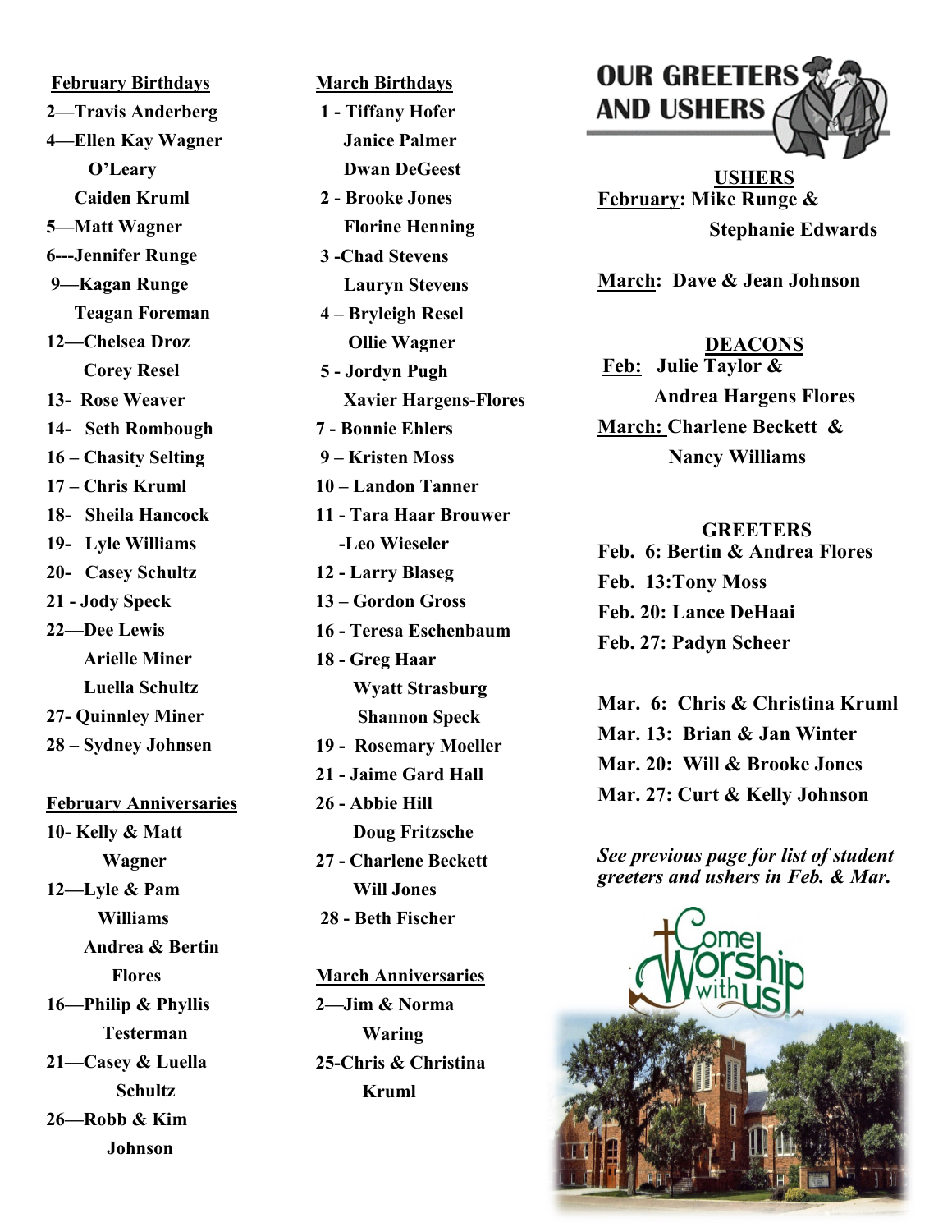**February Birthdays**

2—Travis Anderberg
4—Ellen Kay Wagner
O'Leary
Caiden Kruml
5—Matt Wagner
6---Jennifer Runge
9—Kagan Runge
Teagan Foreman
12—Chelsea Droz
Corey Resel
13- Rose Weaver
14- Seth Rombough
16 – Chasity Selting
17 – Chris Kruml
18- Sheila Hancock
19- Lyle Williams
20- Casey Schultz
21 - Jody Speck
22—Dee Lewis
Arielle Miner
Luella Schultz
27- Quinnley Miner
28 – Sydney Johnsen

**February Anniversaries**

10- Kelly & Matt Wagner
12—Lyle & Pam Williams
Andrea & Bertin Flores
16—Philip & Phyllis Testerman
21—Casey & Luella Schultz
26—Robb & Kim Johnson

**March Birthdays**

1 - Tiffany Hofer
Janice Palmer
Dwan DeGeest
2 - Brooke Jones
Florine Henning
3 -Chad Stevens
Lauryn Stevens
4 – Bryleigh Resel
Ollie Wagner
5 - Jordyn Pugh
Xavier Hargens-Flores
7 - Bonnie Ehlers
9 – Kristen Moss
10 – Landon Tanner
11 - Tara Haar Brouwer
-Leo Wieseler
12 - Larry Blaseg
13 – Gordon Gross
16 - Teresa Eschenbaum
18 - Greg Haar
Wyatt Strasburg
Shannon Speck
19 - Rosemary Moeller
21 - Jaime Gard Hall
26 - Abbie Hill
Doug Fritzsche
27 - Charlene Beckett
Will Jones
28 - Beth Fischer

**March Anniversaries**

2—Jim & Norma Waring
25-Chris & Christina Kruml

# OUR GREETERS AND USHERS

**USHERS**

**February**: Mike Runge & Stephanie Edwards

**March**: Dave & Jean Johnson

**DEACONS**

**Feb:** Julie Taylor & Andrea Hargens Flores

**March:** Charlene Beckett & Nancy Williams

**GREETERS**

Feb. 6: Bertin & Andrea Flores
Feb. 13: Tony Moss
Feb. 20: Lance DeHaai
Feb. 27: Padyn Scheer

Mar. 6: Chris & Christina Kruml
Mar. 13: Brian & Jan Winter
Mar. 20: Will & Brooke Jones
Mar. 27: Curt & Kelly Johnson

*See previous page for list of student greeters and ushers in Feb. & Mar.*

Come Worship with us